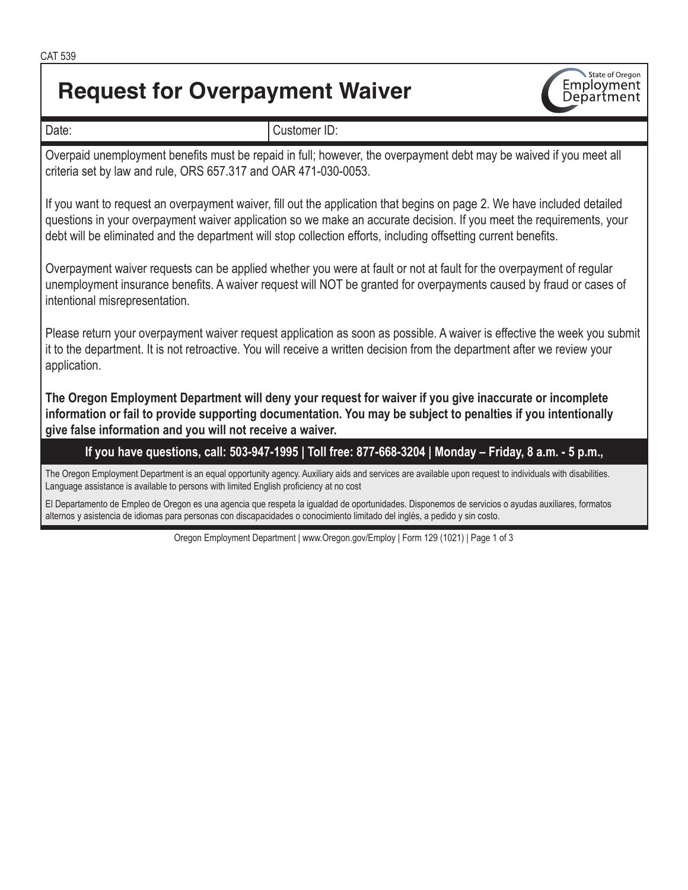CAT 539

# Request for Overpayment Waiver

State of Oregon Employment Department

| Date: | Customer ID: |
|---|---|

Overpaid unemployment benefits must be repaid in full; however, the overpayment debt may be waived if you meet all criteria set by law and rule, ORS 657.317 and OAR 471-030-0053.

If you want to request an overpayment waiver, fill out the application that begins on page 2. We have included detailed questions in your overpayment waiver application so we make an accurate decision. If you meet the requirements, your debt will be eliminated and the department will stop collection efforts, including offsetting current benefits.

Overpayment waiver requests can be applied whether you were at fault or not at fault for the overpayment of regular unemployment insurance benefits. A waiver request will NOT be granted for overpayments caused by fraud or cases of intentional misrepresentation.

Please return your overpayment waiver request application as soon as possible. A waiver is effective the week you submit it to the department. It is not retroactive. You will receive a written decision from the department after we review your application.

**The Oregon Employment Department will deny your request for waiver if you give inaccurate or incomplete information or fail to provide supporting documentation. You may be subject to penalties if you intentionally give false information and you will not receive a waiver.**

**If you have questions, call: 503-947-1995 | Toll free: 877-668-3204 | Monday – Friday, 8 a.m. - 5 p.m.,**

The Oregon Employment Department is an equal opportunity agency. Auxiliary aids and services are available upon request to individuals with disabilities. Language assistance is available to persons with limited English proficiency at no cost

El Departamento de Empleo de Oregon es una agencia que respeta la igualdad de oportunidades. Disponemos de servicios o ayudas auxiliares, formatos alternos y asistencia de idiomas para personas con discapacidades o conocimiento limitado del inglés, a pedido y sin costo.

Oregon Employment Department | www.Oregon.gov/Employ | Form 129 (1021)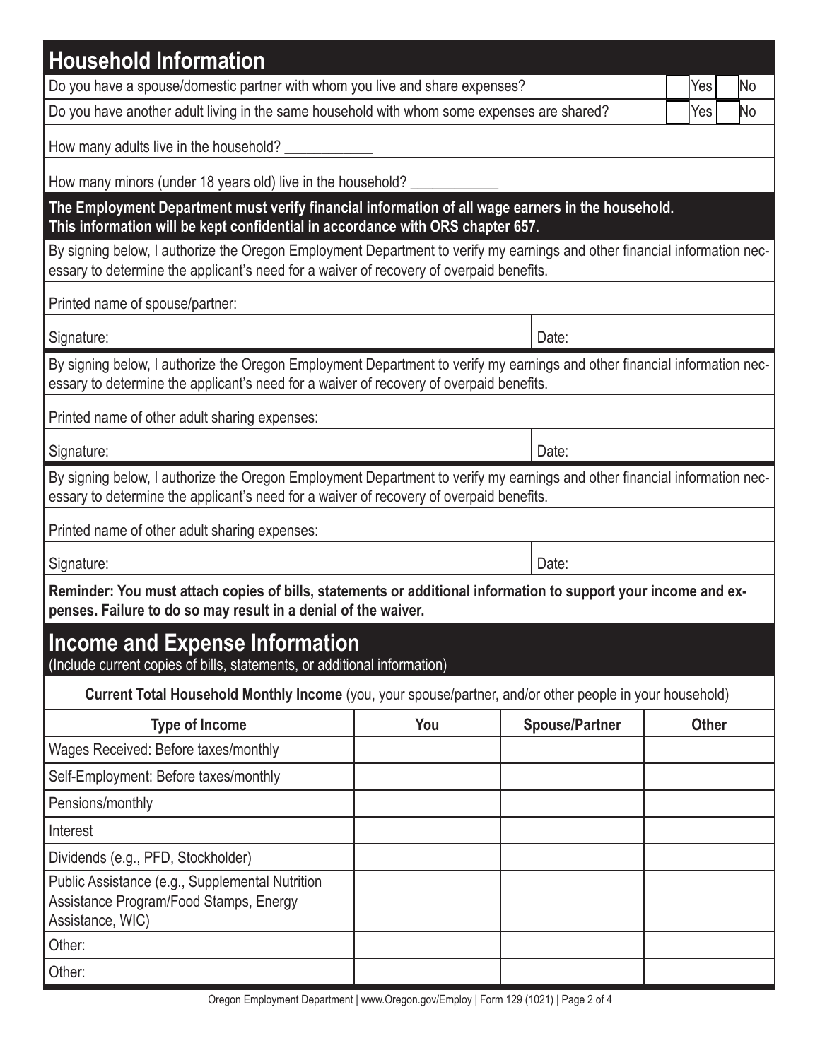## Household Information

Do you have a spouse/domestic partner with whom you live and share expenses? ☐ Yes ☐ No

Do you have another adult living in the same household with whom some expenses are shared? ☐ Yes ☐ No

How many adults live in the household? ____________

How many minors (under 18 years old) live in the household? ____________

**The Employment Department must verify financial information of all wage earners in the household. This information will be kept confidential in accordance with ORS chapter 657.**

By signing below, I authorize the Oregon Employment Department to verify my earnings and other financial information necessary to determine the applicant's need for a waiver of recovery of overpaid benefits.

Printed name of spouse/partner:

Signature: Date:

By signing below, I authorize the Oregon Employment Department to verify my earnings and other financial information necessary to determine the applicant's need for a waiver of recovery of overpaid benefits.

Printed name of other adult sharing expenses:

Signature: Date:

By signing below, I authorize the Oregon Employment Department to verify my earnings and other financial information necessary to determine the applicant's need for a waiver of recovery of overpaid benefits.

Printed name of other adult sharing expenses:

Signature: Date:

**Reminder: You must attach copies of bills, statements or additional information to support your income and expenses. Failure to do so may result in a denial of the waiver.**

## Income and Expense Information

(Include current copies of bills, statements, or additional information)

**Current Total Household Monthly Income** (you, your spouse/partner, and/or other people in your household)

| Type of Income | You | Spouse/Partner | Other |
|---|---|---|---|
| Wages Received: Before taxes/monthly | | | |
| Self-Employment: Before taxes/monthly | | | |
| Pensions/monthly | | | |
| Interest | | | |
| Dividends (e.g., PFD, Stockholder) | | | |
| Public Assistance (e.g., Supplemental Nutrition Assistance Program/Food Stamps, Energy Assistance, WIC) | | | |
| Other: | | | |
| Other: | | | |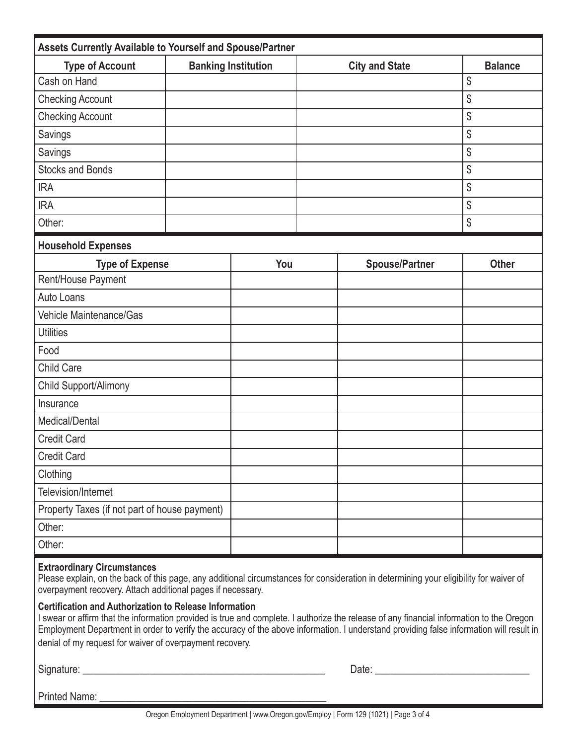## Assets Currently Available to Yourself and Spouse/Partner

| Type of Account | Banking Institution | City and State | Balance |
|---|---|---|---|
| Cash on Hand | | | $ |
| Checking Account | | | $ |
| Checking Account | | | $ |
| Savings | | | $ |
| Savings | | | $ |
| Stocks and Bonds | | | $ |
| IRA | | | $ |
| IRA | | | $ |
| Other: | | | $ |

## Household Expenses

| Type of Expense | You | Spouse/Partner | Other |
|---|---|---|---|
| Rent/House Payment | | | |
| Auto Loans | | | |
| Vehicle Maintenance/Gas | | | |
| Utilities | | | |
| Food | | | |
| Child Care | | | |
| Child Support/Alimony | | | |
| Insurance | | | |
| Medical/Dental | | | |
| Credit Card | | | |
| Credit Card | | | |
| Clothing | | | |
| Television/Internet | | | |
| Property Taxes (if not part of house payment) | | | |
| Other: | | | |
| Other: | | | |

**Extraordinary Circumstances**

Please explain, on the back of this page, any additional circumstances for consideration in determining your eligibility for waiver of overpayment recovery. Attach additional pages if necessary.

**Certification and Authorization to Release Information**

I swear or affirm that the information provided is true and complete. I authorize the release of any financial information to the Oregon Employment Department in order to verify the accuracy of the above information. I understand providing false information will result in denial of my request for waiver of overpayment recovery.

Signature: ______________________________ Date: ______________________

Printed Name: ______________________________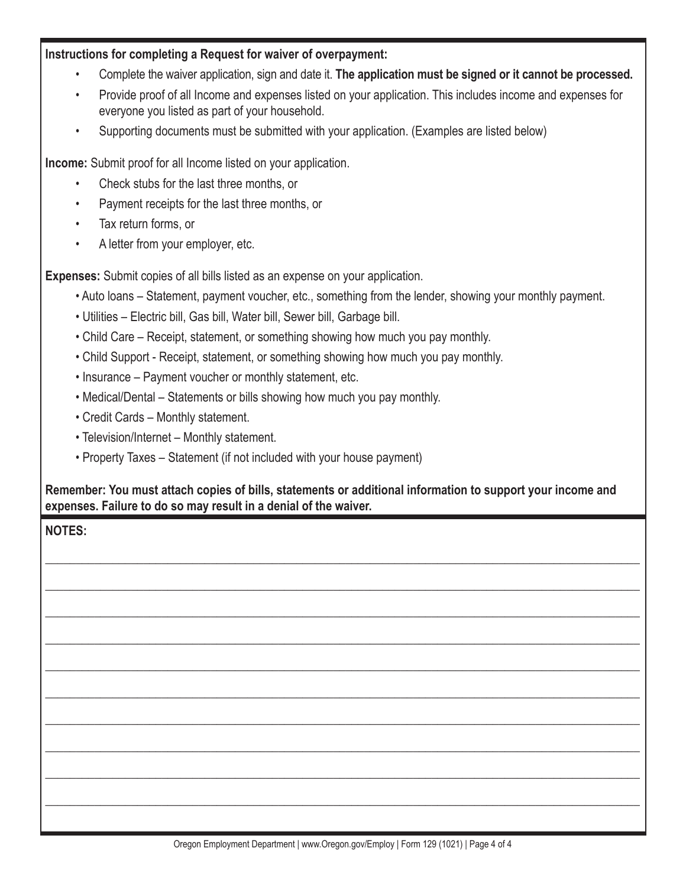**Instructions for completing a Request for waiver of overpayment:**

- Complete the waiver application, sign and date it. **The application must be signed or it cannot be processed.**
- Provide proof of all Income and expenses listed on your application. This includes income and expenses for everyone you listed as part of your household.
- Supporting documents must be submitted with your application. (Examples are listed below)

**Income:** Submit proof for all Income listed on your application.

- Check stubs for the last three months, or
- Payment receipts for the last three months, or
- Tax return forms, or
- A letter from your employer, etc.

**Expenses:** Submit copies of all bills listed as an expense on your application.

- Auto loans – Statement, payment voucher, etc., something from the lender, showing your monthly payment.
- Utilities – Electric bill, Gas bill, Water bill, Sewer bill, Garbage bill.
- Child Care – Receipt, statement, or something showing how much you pay monthly.
- Child Support - Receipt, statement, or something showing how much you pay monthly.
- Insurance – Payment voucher or monthly statement, etc.
- Medical/Dental – Statements or bills showing how much you pay monthly.
- Credit Cards – Monthly statement.
- Television/Internet – Monthly statement.
- Property Taxes – Statement (if not included with your house payment)

**Remember: You must attach copies of bills, statements or additional information to support your income and expenses. Failure to do so may result in a denial of the waiver.**

**NOTES:**

______________________________________________________________________________

______________________________________________________________________________

______________________________________________________________________________

______________________________________________________________________________

______________________________________________________________________________

______________________________________________________________________________

______________________________________________________________________________

______________________________________________________________________________

______________________________________________________________________________

______________________________________________________________________________

Oregon Employment Department | www.Oregon.gov/Employ | Form 129 (1021)